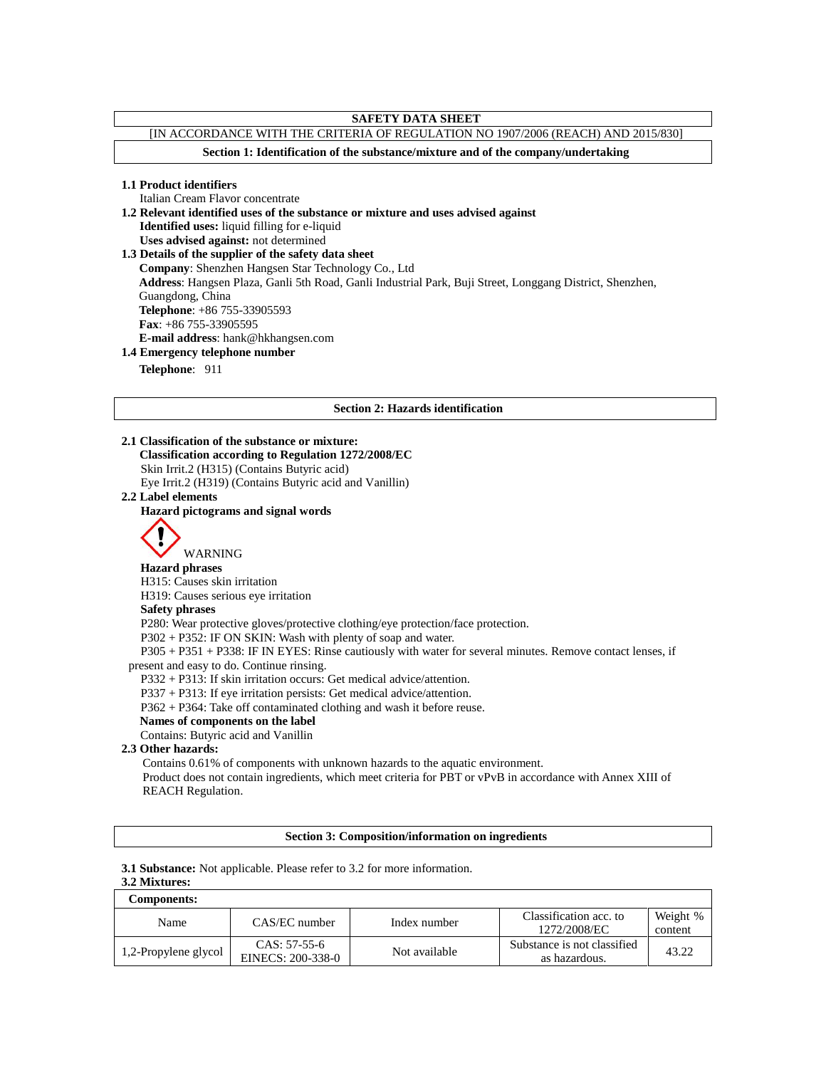# SAFETY DATA SHEET

[IN ACCORDANCE WITH THE CRITERIA OF REGULATION NO 1907/2006 (REACH) AND 2015/830]

## Section 1: Identification of the substance/mixture and of the company/undertaking

**1.1 Product identifiers**

Italian Cream Flavor concentrate

**1.2 Relevant identified uses of the substance or mixture and uses advised against**

**Identified uses:** liquid filling for e-liquid

**Uses advised against:** not determined

**1.3 Details of the supplier of the safety data sheet**

**Company**: Shenzhen Hangsen Star Technology Co., Ltd

**Address**: Hangsen Plaza, Ganli 5th Road, Ganli Industrial Park, Buji Street, Longgang District, Shenzhen, Guangdong, China

**Telephone**: +86 755-33905593

**Fax**: +86 755-33905595

**E-mail address**: hank@hkhangsen.com

**1.4 Emergency telephone number**

**Telephone**: 911

## Section 2: Hazards identification

**2.1 Classification of the substance or mixture:**

**Classification according to Regulation 1272/2008/EC**

Skin Irrit.2 (H315) (Contains Butyric acid)

Eye Irrit.2 (H319) (Contains Butyric acid and Vanillin)

**2.2 Label elements**

**Hazard pictograms and signal words**

WARNING

**Hazard phrases**

H315: Causes skin irritation

H319: Causes serious eye irritation

**Safety phrases**

P280: Wear protective gloves/protective clothing/eye protection/face protection.

P302 + P352: IF ON SKIN: Wash with plenty of soap and water.

P305 + P351 + P338: IF IN EYES: Rinse cautiously with water for several minutes. Remove contact lenses, if present and easy to do. Continue rinsing.

P332 + P313: If skin irritation occurs: Get medical advice/attention.

P337 + P313: If eye irritation persists: Get medical advice/attention.

P362 + P364: Take off contaminated clothing and wash it before reuse.

**Names of components on the label**

Contains: Butyric acid and Vanillin

**2.3 Other hazards:**

Contains 0.61% of components with unknown hazards to the aquatic environment.

Product does not contain ingredients, which meet criteria for PBT or vPvB in accordance with Annex XIII of REACH Regulation.

## Section 3: Composition/information on ingredients

**3.1 Substance:** Not applicable. Please refer to 3.2 for more information.

**3.2 Mixtures:**

**Components:**

| Name | CAS/EC number | Index number | Classification acc. to 1272/2008/EC | Weight % content |
|---|---|---|---|---|
| 1,2-Propylene glycol | CAS: 57-55-6<br>EINECS: 200-338-0 | Not available | Substance is not classified as hazardous. | 43.22 |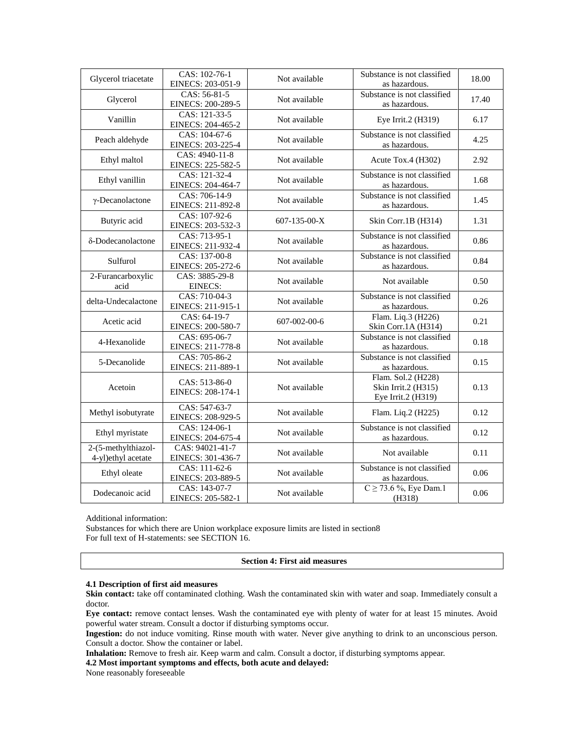| Glycerol triacetate | CAS: 102-76-1 EINECS: 203-051-9 | Not available | Substance is not classified as hazardous. | 18.00 |
|---|---|---|---|---|
| Glycerol | CAS: 56-81-5 EINECS: 200-289-5 | Not available | Substance is not classified as hazardous. | 17.40 |
| Vanillin | CAS: 121-33-5 EINECS: 204-465-2 | Not available | Eye Irrit.2 (H319) | 6.17 |
| Peach aldehyde | CAS: 104-67-6 EINECS: 203-225-4 | Not available | Substance is not classified as hazardous. | 4.25 |
| Ethyl maltol | CAS: 4940-11-8 EINECS: 225-582-5 | Not available | Acute Tox.4 (H302) | 2.92 |
| Ethyl vanillin | CAS: 121-32-4 EINECS: 204-464-7 | Not available | Substance is not classified as hazardous. | 1.68 |
| γ-Decanolactone | CAS: 706-14-9 EINECS: 211-892-8 | Not available | Substance is not classified as hazardous. | 1.45 |
| Butyric acid | CAS: 107-92-6 EINECS: 203-532-3 | 607-135-00-X | Skin Corr.1B (H314) | 1.31 |
| δ-Dodecanolactone | CAS: 713-95-1 EINECS: 211-932-4 | Not available | Substance is not classified as hazardous. | 0.86 |
| Sulfurol | CAS: 137-00-8 EINECS: 205-272-6 | Not available | Substance is not classified as hazardous. | 0.84 |
| 2-Furancarboxylic acid | CAS: 3885-29-8 EINECS: | Not available | Not available | 0.50 |
| delta-Undecalactone | CAS: 710-04-3 EINECS: 211-915-1 | Not available | Substance is not classified as hazardous. | 0.26 |
| Acetic acid | CAS: 64-19-7 EINECS: 200-580-7 | 607-002-00-6 | Flam. Liq.3 (H226) Skin Corr.1A (H314) | 0.21 |
| 4-Hexanolide | CAS: 695-06-7 EINECS: 211-778-8 | Not available | Substance is not classified as hazardous. | 0.18 |
| 5-Decanolide | CAS: 705-86-2 EINECS: 211-889-1 | Not available | Substance is not classified as hazardous. | 0.15 |
| Acetoin | CAS: 513-86-0 EINECS: 208-174-1 | Not available | Flam. Sol.2 (H228) Skin Irrit.2 (H315) Eye Irrit.2 (H319) | 0.13 |
| Methyl isobutyrate | CAS: 547-63-7 EINECS: 208-929-5 | Not available | Flam. Liq.2 (H225) | 0.12 |
| Ethyl myristate | CAS: 124-06-1 EINECS: 204-675-4 | Not available | Substance is not classified as hazardous. | 0.12 |
| 2-(5-methylthiazol-4-yl)ethyl acetate | CAS: 94021-41-7 EINECS: 301-436-7 | Not available | Not available | 0.11 |
| Ethyl oleate | CAS: 111-62-6 EINECS: 203-889-5 | Not available | Substance is not classified as hazardous. | 0.06 |
| Dodecanoic acid | CAS: 143-07-7 EINECS: 205-582-1 | Not available | C ≥ 73.6 %, Eye Dam.1 (H318) | 0.06 |

Additional information:
Substances for which there are Union workplace exposure limits are listed in section8
For full text of H-statements: see SECTION 16.

## Section 4: First aid measures

**4.1 Description of first aid measures**

**Skin contact:** take off contaminated clothing. Wash the contaminated skin with water and soap. Immediately consult a doctor.

**Eye contact:** remove contact lenses. Wash the contaminated eye with plenty of water for at least 15 minutes. Avoid powerful water stream. Consult a doctor if disturbing symptoms occur.

**Ingestion:** do not induce vomiting. Rinse mouth with water. Never give anything to drink to an unconscious person. Consult a doctor. Show the container or label.

**Inhalation:** Remove to fresh air. Keep warm and calm. Consult a doctor, if disturbing symptoms appear.

**4.2 Most important symptoms and effects, both acute and delayed:**

None reasonably foreseeable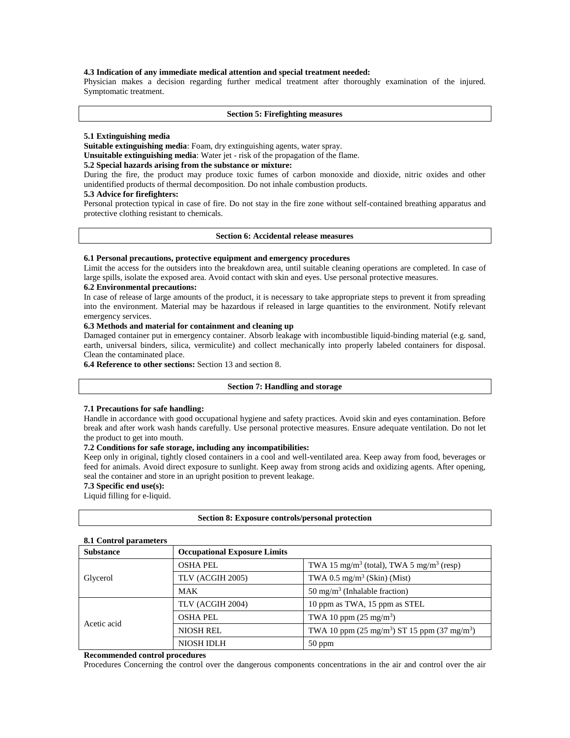**4.3 Indication of any immediate medical attention and special treatment needed:**
Physician makes a decision regarding further medical treatment after thoroughly examination of the injured. Symptomatic treatment.

## Section 5: Firefighting measures

**5.1 Extinguishing media**
**Suitable extinguishing media**: Foam, dry extinguishing agents, water spray.
**Unsuitable extinguishing media**: Water jet - risk of the propagation of the flame.
**5.2 Special hazards arising from the substance or mixture:**
During the fire, the product may produce toxic fumes of carbon monoxide and dioxide, nitric oxides and other unidentified products of thermal decomposition. Do not inhale combustion products.
**5.3 Advice for firefighters:**
Personal protection typical in case of fire. Do not stay in the fire zone without self-contained breathing apparatus and protective clothing resistant to chemicals.

## Section 6: Accidental release measures

**6.1 Personal precautions, protective equipment and emergency procedures**
Limit the access for the outsiders into the breakdown area, until suitable cleaning operations are completed. In case of large spills, isolate the exposed area. Avoid contact with skin and eyes. Use personal protective measures.
**6.2 Environmental precautions:**
In case of release of large amounts of the product, it is necessary to take appropriate steps to prevent it from spreading into the environment. Material may be hazardous if released in large quantities to the environment. Notify relevant emergency services.
**6.3 Methods and material for containment and cleaning up**
Damaged container put in emergency container. Absorb leakage with incombustible liquid-binding material (e.g. sand, earth, universal binders, silica, vermiculite) and collect mechanically into properly labeled containers for disposal. Clean the contaminated place.
**6.4 Reference to other sections:** Section 13 and section 8.

## Section 7: Handling and storage

**7.1 Precautions for safe handling:**
Handle in accordance with good occupational hygiene and safety practices. Avoid skin and eyes contamination. Before break and after work wash hands carefully. Use personal protective measures. Ensure adequate ventilation. Do not let the product to get into mouth.
**7.2 Conditions for safe storage, including any incompatibilities:**
Keep only in original, tightly closed containers in a cool and well-ventilated area. Keep away from food, beverages or feed for animals. Avoid direct exposure to sunlight. Keep away from strong acids and oxidizing agents. After opening, seal the container and store in an upright position to prevent leakage.
**7.3 Specific end use(s):**
Liquid filling for e-liquid.

## Section 8: Exposure controls/personal protection

**8.1 Control parameters**

| Substance | Occupational Exposure Limits | |
|---|---|---|
| Glycerol | OSHA PEL | TWA 15 mg/m$^3$ (total), TWA 5 mg/m$^3$ (resp) |
| | TLV (ACGIH 2005) | TWA 0.5 mg/m$^3$ (Skin) (Mist) |
| | MAK | 50 mg/m$^3$ (Inhalable fraction) |
| Acetic acid | TLV (ACGIH 2004) | 10 ppm as TWA, 15 ppm as STEL |
| | OSHA PEL | TWA 10 ppm (25 mg/m$^3$) |
| | NIOSH REL | TWA 10 ppm (25 mg/m$^3$) ST 15 ppm (37 mg/m$^3$) |
| | NIOSH IDLH | 50 ppm |

**Recommended control procedures**
Procedures Concerning the control over the dangerous components concentrations in the air and control over the air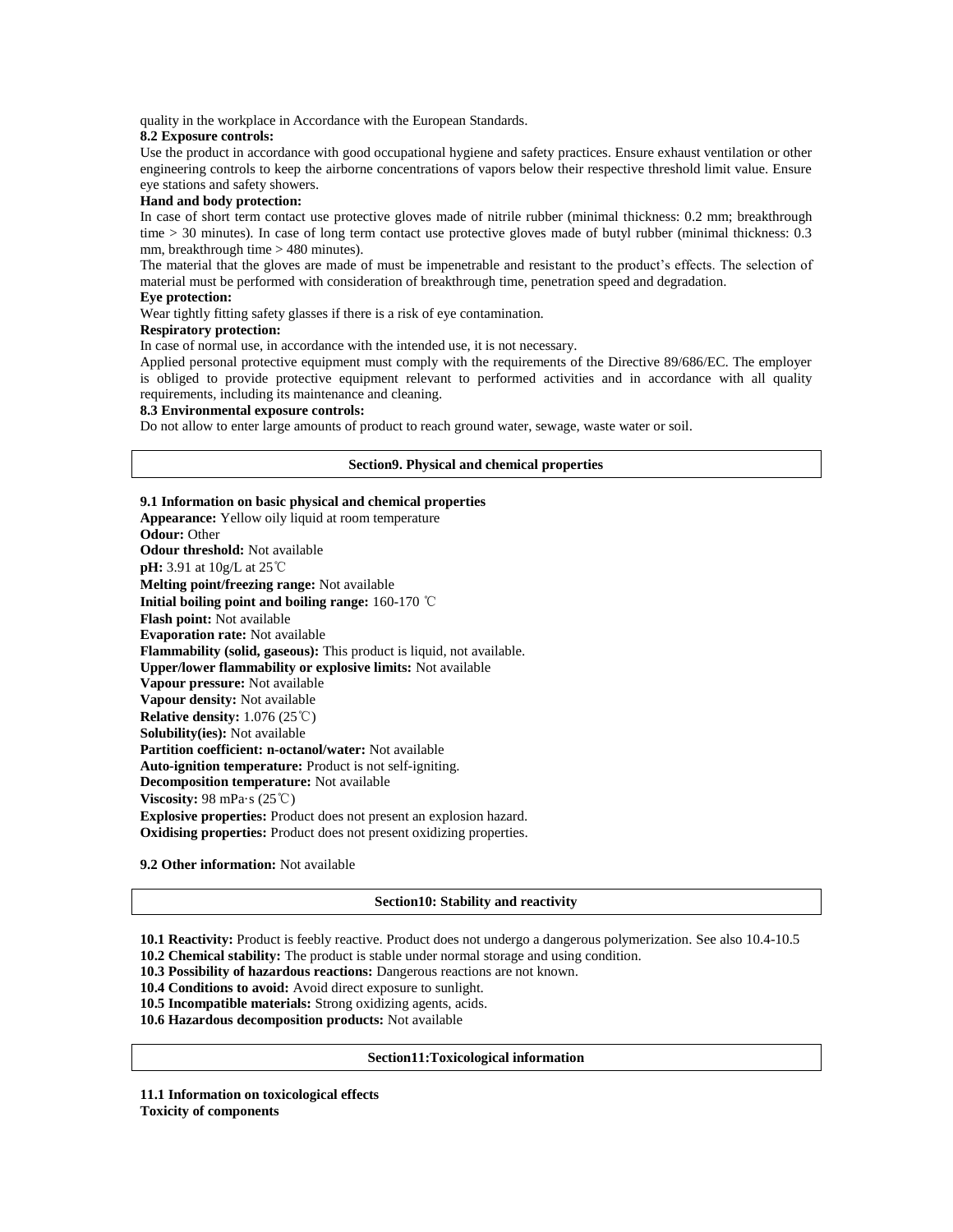quality in the workplace in Accordance with the European Standards.

**8.2 Exposure controls:**

Use the product in accordance with good occupational hygiene and safety practices. Ensure exhaust ventilation or other engineering controls to keep the airborne concentrations of vapors below their respective threshold limit value. Ensure eye stations and safety showers.

**Hand and body protection:**

In case of short term contact use protective gloves made of nitrile rubber (minimal thickness: 0.2 mm; breakthrough time > 30 minutes). In case of long term contact use protective gloves made of butyl rubber (minimal thickness: 0.3 mm, breakthrough time > 480 minutes).

The material that the gloves are made of must be impenetrable and resistant to the product's effects. The selection of material must be performed with consideration of breakthrough time, penetration speed and degradation.

**Eye protection:**

Wear tightly fitting safety glasses if there is a risk of eye contamination.

**Respiratory protection:**

In case of normal use, in accordance with the intended use, it is not necessary.

Applied personal protective equipment must comply with the requirements of the Directive 89/686/EC. The employer is obliged to provide protective equipment relevant to performed activities and in accordance with all quality requirements, including its maintenance and cleaning.

**8.3 Environmental exposure controls:**

Do not allow to enter large amounts of product to reach ground water, sewage, waste water or soil.

## Section9. Physical and chemical properties

**9.1 Information on basic physical and chemical properties**

**Appearance:** Yellow oily liquid at room temperature
**Odour:** Other
**Odour threshold:** Not available
**pH:** 3.91 at 10g/L at 25℃
**Melting point/freezing range:** Not available
**Initial boiling point and boiling range:** 160-170 ℃
**Flash point:** Not available
**Evaporation rate:** Not available
**Flammability (solid, gaseous):** This product is liquid, not available.
**Upper/lower flammability or explosive limits:** Not available
**Vapour pressure:** Not available
**Vapour density:** Not available
**Relative density:** 1.076 (25℃)
**Solubility(ies):** Not available
**Partition coefficient: n-octanol/water:** Not available
**Auto-ignition temperature:** Product is not self-igniting.
**Decomposition temperature:** Not available
**Viscosity:** 98 mPa·s (25℃)
**Explosive properties:** Product does not present an explosion hazard.
**Oxidising properties:** Product does not present oxidizing properties.

**9.2 Other information:** Not available

## Section10: Stability and reactivity

**10.1 Reactivity:** Product is feebly reactive. Product does not undergo a dangerous polymerization. See also 10.4-10.5
**10.2 Chemical stability:** The product is stable under normal storage and using condition.
**10.3 Possibility of hazardous reactions:** Dangerous reactions are not known.
**10.4 Conditions to avoid:** Avoid direct exposure to sunlight.
**10.5 Incompatible materials:** Strong oxidizing agents, acids.
**10.6 Hazardous decomposition products:** Not available

## Section11:Toxicological information

**11.1 Information on toxicological effects**
**Toxicity of components**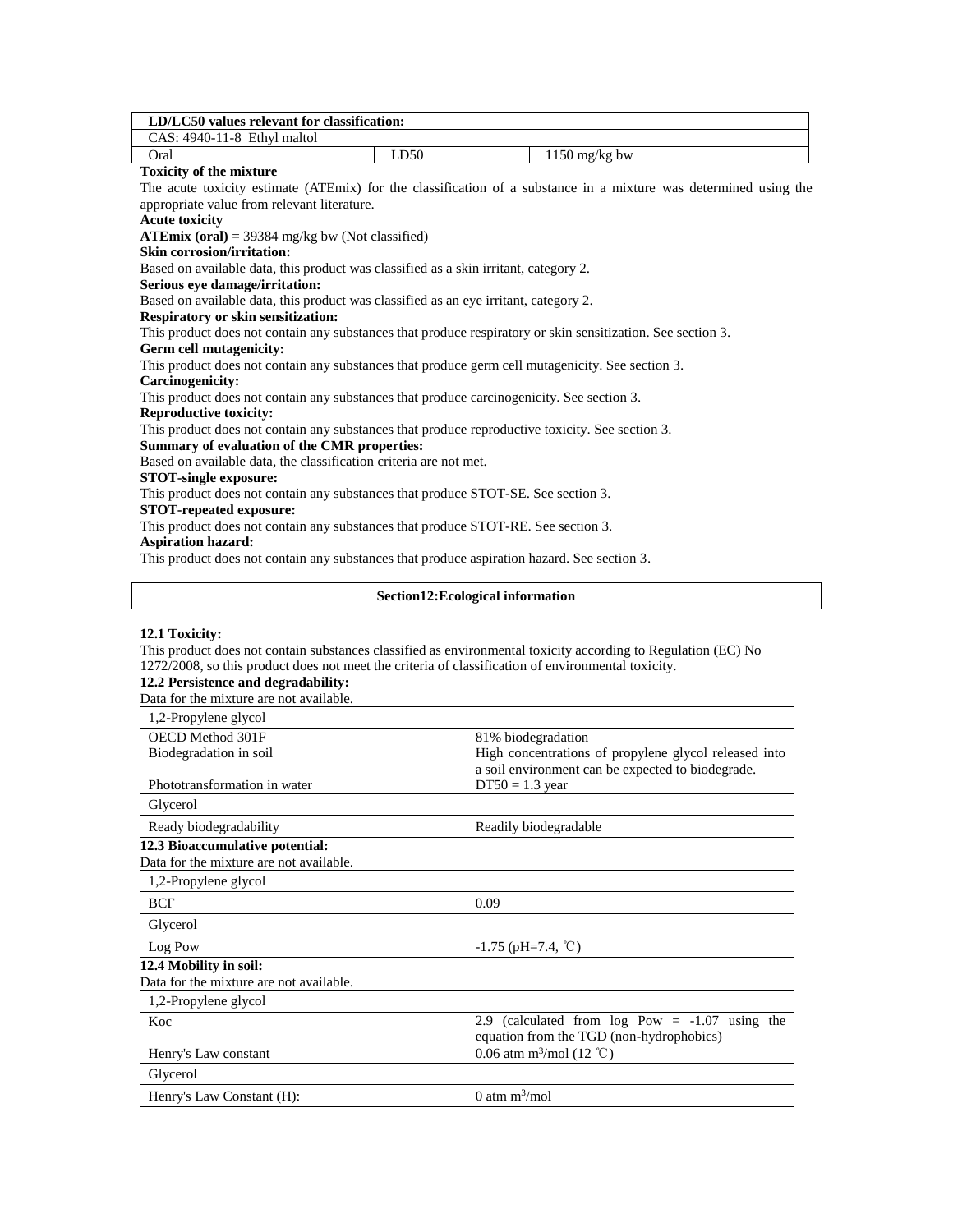| LD/LC50 values relevant for classification: | | |
|---|---|---|
| CAS: 4940-11-8 Ethyl maltol | | |
| Oral | LD50 | 1150 mg/kg bw |

**Toxicity of the mixture**

The acute toxicity estimate (ATEmix) for the classification of a substance in a mixture was determined using the appropriate value from relevant literature.

**Acute toxicity**

**ATEmix (oral)** = 39384 mg/kg bw (Not classified)

**Skin corrosion/irritation:**

Based on available data, this product was classified as a skin irritant, category 2.

**Serious eye damage/irritation:**

Based on available data, this product was classified as an eye irritant, category 2.

**Respiratory or skin sensitization:**

This product does not contain any substances that produce respiratory or skin sensitization. See section 3.

**Germ cell mutagenicity:**

This product does not contain any substances that produce germ cell mutagenicity. See section 3.

**Carcinogenicity:**

This product does not contain any substances that produce carcinogenicity. See section 3.

**Reproductive toxicity:**

This product does not contain any substances that produce reproductive toxicity. See section 3.

**Summary of evaluation of the CMR properties:**

Based on available data, the classification criteria are not met.

**STOT-single exposure:**

This product does not contain any substances that produce STOT-SE. See section 3.

**STOT-repeated exposure:**

This product does not contain any substances that produce STOT-RE. See section 3.

**Aspiration hazard:**

This product does not contain any substances that produce aspiration hazard. See section 3.

## Section12:Ecological information

**12.1 Toxicity:**

This product does not contain substances classified as environmental toxicity according to Regulation (EC) No 1272/2008, so this product does not meet the criteria of classification of environmental toxicity.

**12.2 Persistence and degradability:**

Data for the mixture are not available.

| 1,2-Propylene glycol | |
|---|---|
| OECD Method 301F | 81% biodegradation |
| Biodegradation in soil | High concentrations of propylene glycol released into a soil environment can be expected to biodegrade. |
| Phototransformation in water | DT50 = 1.3 year |
| Glycerol | |
| Ready biodegradability | Readily biodegradable |

**12.3 Bioaccumulative potential:**

Data for the mixture are not available.

| 1,2-Propylene glycol | |
|---|---|
| BCF | 0.09 |
| Glycerol | |
| Log Pow | -1.75 (pH=7.4, ℃) |

**12.4 Mobility in soil:**

Data for the mixture are not available.

| 1,2-Propylene glycol | |
|---|---|
| Koc | 2.9 (calculated from log Pow = -1.07 using the equation from the TGD (non-hydrophobics) |
| Henry's Law constant | 0.06 atm $m^3$/mol (12 ℃) |
| Glycerol | |
| Henry's Law Constant (H): | 0 atm $m^3$/mol |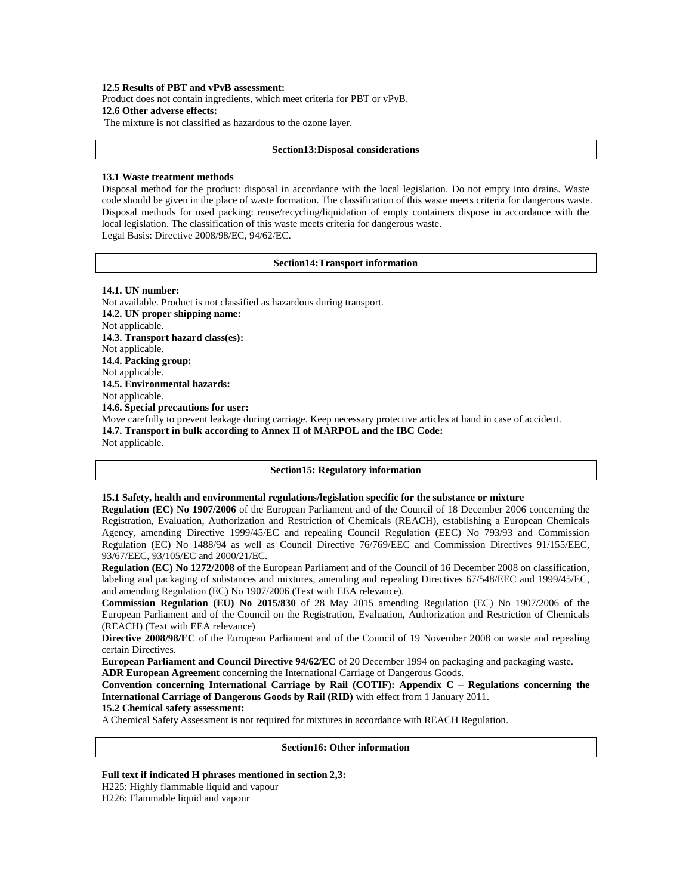**12.5 Results of PBT and vPvB assessment:**

Product does not contain ingredients, which meet criteria for PBT or vPvB.

**12.6 Other adverse effects:**

The mixture is not classified as hazardous to the ozone layer.

## Section13:Disposal considerations

**13.1 Waste treatment methods**

Disposal method for the product: disposal in accordance with the local legislation. Do not empty into drains. Waste code should be given in the place of waste formation. The classification of this waste meets criteria for dangerous waste. Disposal methods for used packing: reuse/recycling/liquidation of empty containers dispose in accordance with the local legislation. The classification of this waste meets criteria for dangerous waste.

Legal Basis: Directive 2008/98/EC, 94/62/EC.

## Section14:Transport information

**14.1. UN number:**

Not available. Product is not classified as hazardous during transport.

**14.2. UN proper shipping name:**

Not applicable.

**14.3. Transport hazard class(es):**

Not applicable.

**14.4. Packing group:**

Not applicable.

**14.5. Environmental hazards:**

Not applicable.

**14.6. Special precautions for user:**

Move carefully to prevent leakage during carriage. Keep necessary protective articles at hand in case of accident.

**14.7. Transport in bulk according to Annex II of MARPOL and the IBC Code:**

Not applicable.

## Section15: Regulatory information

**15.1 Safety, health and environmental regulations/legislation specific for the substance or mixture**

**Regulation (EC) No 1907/2006** of the European Parliament and of the Council of 18 December 2006 concerning the Registration, Evaluation, Authorization and Restriction of Chemicals (REACH), establishing a European Chemicals Agency, amending Directive 1999/45/EC and repealing Council Regulation (EEC) No 793/93 and Commission Regulation (EC) No 1488/94 as well as Council Directive 76/769/EEC and Commission Directives 91/155/EEC, 93/67/EEC, 93/105/EC and 2000/21/EC.

**Regulation (EC) No 1272/2008** of the European Parliament and of the Council of 16 December 2008 on classification, labeling and packaging of substances and mixtures, amending and repealing Directives 67/548/EEC and 1999/45/EC, and amending Regulation (EC) No 1907/2006 (Text with EEA relevance).

**Commission Regulation (EU) No 2015/830** of 28 May 2015 amending Regulation (EC) No 1907/2006 of the European Parliament and of the Council on the Registration, Evaluation, Authorization and Restriction of Chemicals (REACH) (Text with EEA relevance)

**Directive 2008/98/EC** of the European Parliament and of the Council of 19 November 2008 on waste and repealing certain Directives.

**European Parliament and Council Directive 94/62/EC** of 20 December 1994 on packaging and packaging waste.

**ADR European Agreement** concerning the International Carriage of Dangerous Goods.

**Convention concerning International Carriage by Rail (COTIF): Appendix C – Regulations concerning the International Carriage of Dangerous Goods by Rail (RID)** with effect from 1 January 2011.

**15.2 Chemical safety assessment:**

A Chemical Safety Assessment is not required for mixtures in accordance with REACH Regulation.

## Section16: Other information

**Full text if indicated H phrases mentioned in section 2,3:**

H225: Highly flammable liquid and vapour

H226: Flammable liquid and vapour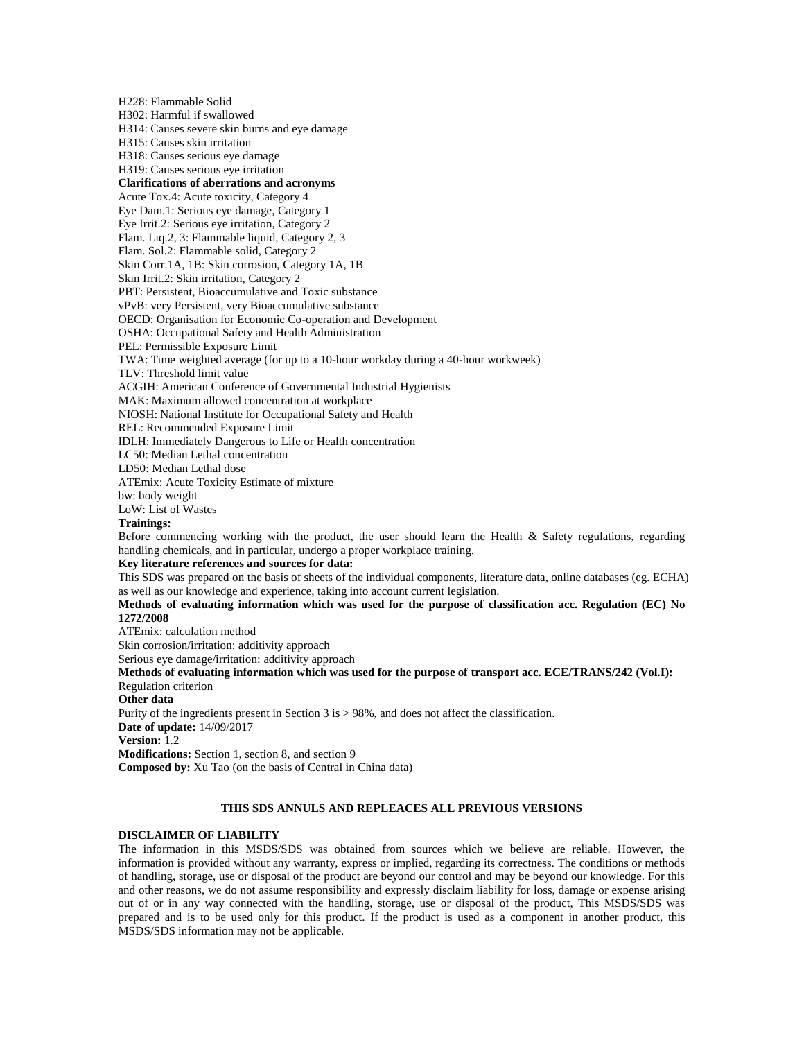H228: Flammable Solid
H302: Harmful if swallowed
H314: Causes severe skin burns and eye damage
H315: Causes skin irritation
H318: Causes serious eye damage
H319: Causes serious eye irritation

**Clarifications of aberrations and acronyms**

Acute Tox.4: Acute toxicity, Category 4
Eye Dam.1: Serious eye damage, Category 1
Eye Irrit.2: Serious eye irritation, Category 2
Flam. Liq.2, 3: Flammable liquid, Category 2, 3
Flam. Sol.2: Flammable solid, Category 2
Skin Corr.1A, 1B: Skin corrosion, Category 1A, 1B
Skin Irrit.2: Skin irritation, Category 2
PBT: Persistent, Bioaccumulative and Toxic substance
vPvB: very Persistent, very Bioaccumulative substance
OECD: Organisation for Economic Co-operation and Development
OSHA: Occupational Safety and Health Administration
PEL: Permissible Exposure Limit
TWA: Time weighted average (for up to a 10-hour workday during a 40-hour workweek)
TLV: Threshold limit value
ACGIH: American Conference of Governmental Industrial Hygienists
MAK: Maximum allowed concentration at workplace
NIOSH: National Institute for Occupational Safety and Health
REL: Recommended Exposure Limit
IDLH: Immediately Dangerous to Life or Health concentration
LC50: Median Lethal concentration
LD50: Median Lethal dose
ATEmix: Acute Toxicity Estimate of mixture
bw: body weight
LoW: List of Wastes

**Trainings:**

Before commencing working with the product, the user should learn the Health & Safety regulations, regarding handling chemicals, and in particular, undergo a proper workplace training.

**Key literature references and sources for data:**

This SDS was prepared on the basis of sheets of the individual components, literature data, online databases (eg. ECHA) as well as our knowledge and experience, taking into account current legislation.

**Methods of evaluating information which was used for the purpose of classification acc. Regulation (EC) No 1272/2008**

ATEmix: calculation method
Skin corrosion/irritation: additivity approach
Serious eye damage/irritation: additivity approach

**Methods of evaluating information which was used for the purpose of transport acc. ECE/TRANS/242 (Vol.I):**

Regulation criterion

**Other data**

Purity of the ingredients present in Section 3 is > 98%, and does not affect the classification.

**Date of update:** 14/09/2017

**Version:** 1.2

**Modifications:** Section 1, section 8, and section 9

**Composed by:** Xu Tao (on the basis of Central in China data)

**THIS SDS ANNULS AND REPLEACES ALL PREVIOUS VERSIONS**

**DISCLAIMER OF LIABILITY**

The information in this MSDS/SDS was obtained from sources which we believe are reliable. However, the information is provided without any warranty, express or implied, regarding its correctness. The conditions or methods of handling, storage, use or disposal of the product are beyond our control and may be beyond our knowledge. For this and other reasons, we do not assume responsibility and expressly disclaim liability for loss, damage or expense arising out of or in any way connected with the handling, storage, use or disposal of the product, This MSDS/SDS was prepared and is to be used only for this product. If the product is used as a component in another product, this MSDS/SDS information may not be applicable.